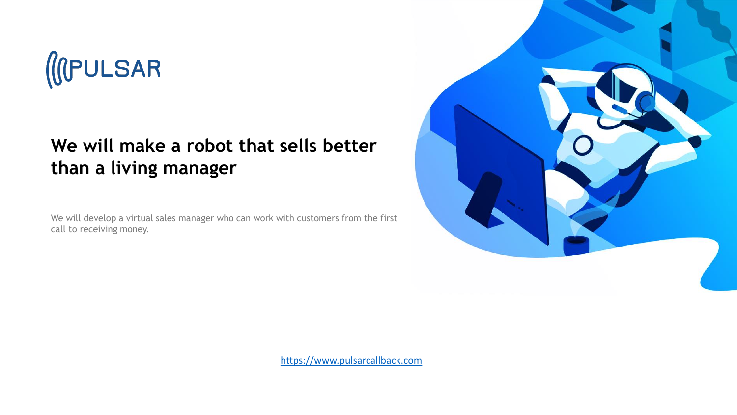PULSAR

# We will make a robot that sells better than a living manager

We will develop a virtual sales manager who can work with customers from the first call to receiving money.

https://www.pulsarcallback.com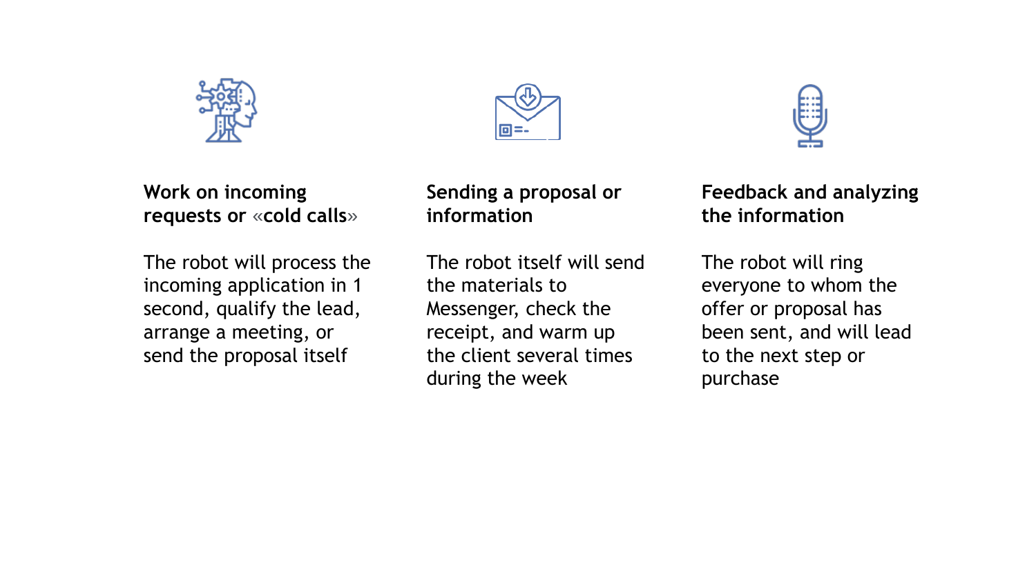### Work on incoming requests or «cold calls»

The robot will process the incoming application in 1 second, qualify the lead, arrange a meeting, or send the proposal itself

### Sending a proposal or information

The robot itself will send the materials to Messenger, check the receipt, and warm up the client several times during the week

### Feedback and analyzing the information

The robot will ring everyone to whom the offer or proposal has been sent, and will lead to the next step or purchase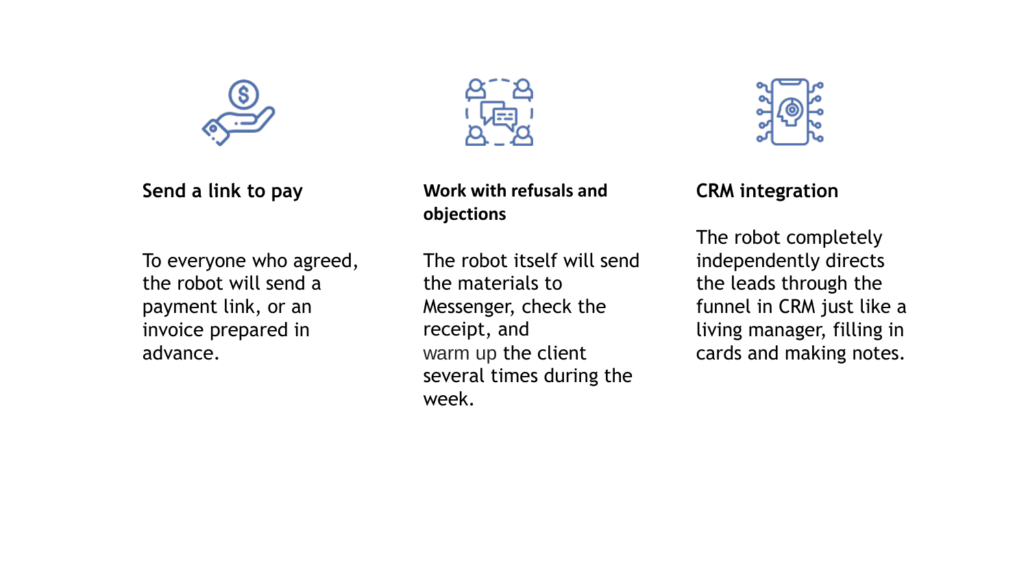### Send a link to pay

To everyone who agreed, the robot will send a payment link, or an invoice prepared in advance.

### Work with refusals and objections

The robot itself will send the materials to Messenger, check the receipt, and warm up the client several times during the week.

### CRM integration

The robot completely independently directs the leads through the funnel in CRM just like a living manager, filling in cards and making notes.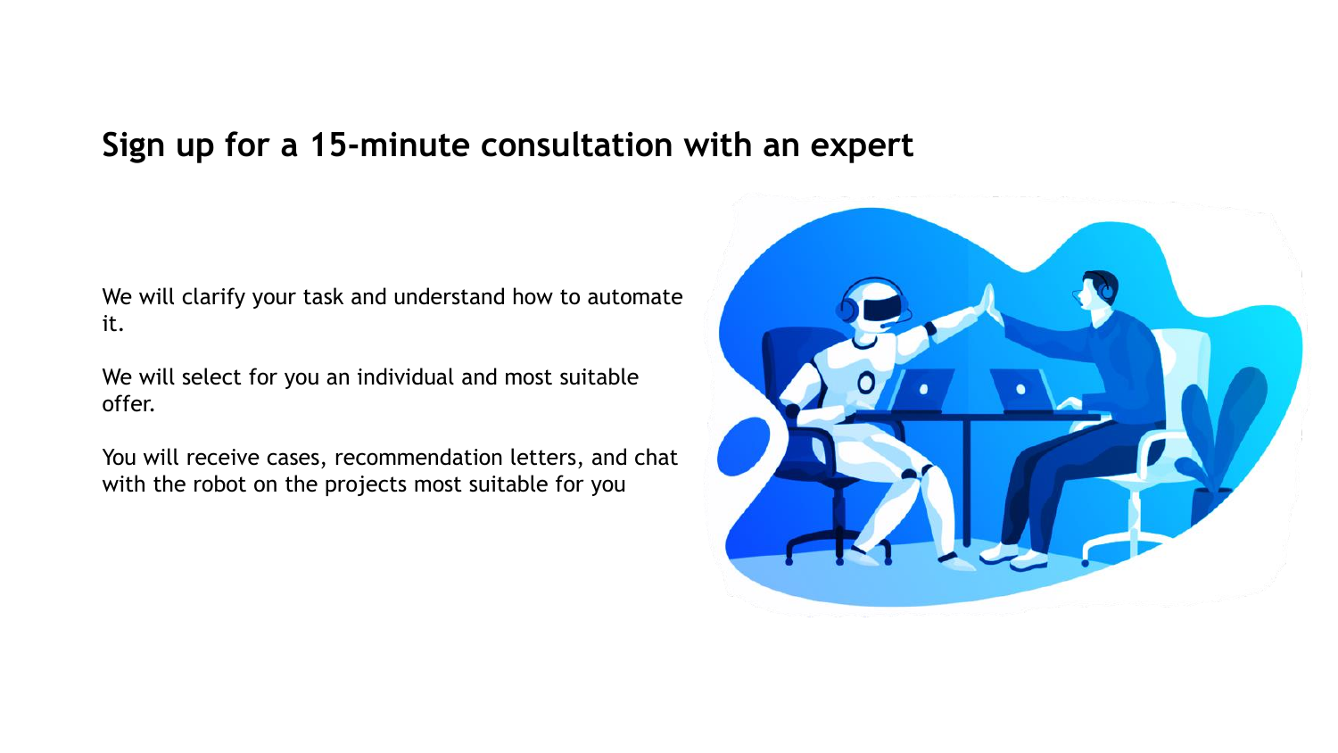## Sign up for a 15-minute consultation with an expert

We will clarify your task and understand how to automate it.

We will select for you an individual and most suitable offer.

You will receive cases, recommendation letters, and chat with the robot on the projects most suitable for you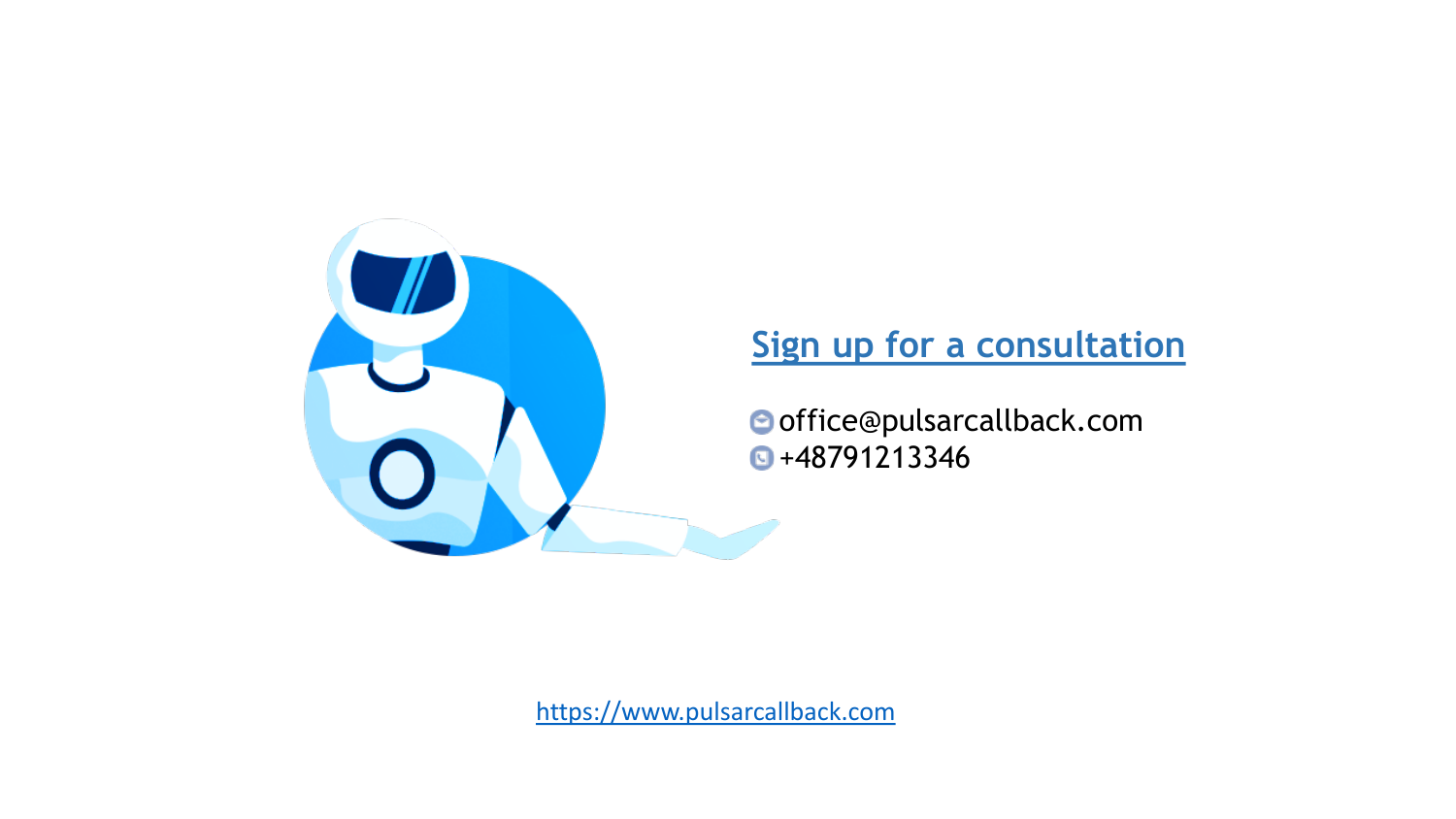## Sign up for a consultation

office@pulsarcallback.com
+48791213346

https://www.pulsarcallback.com